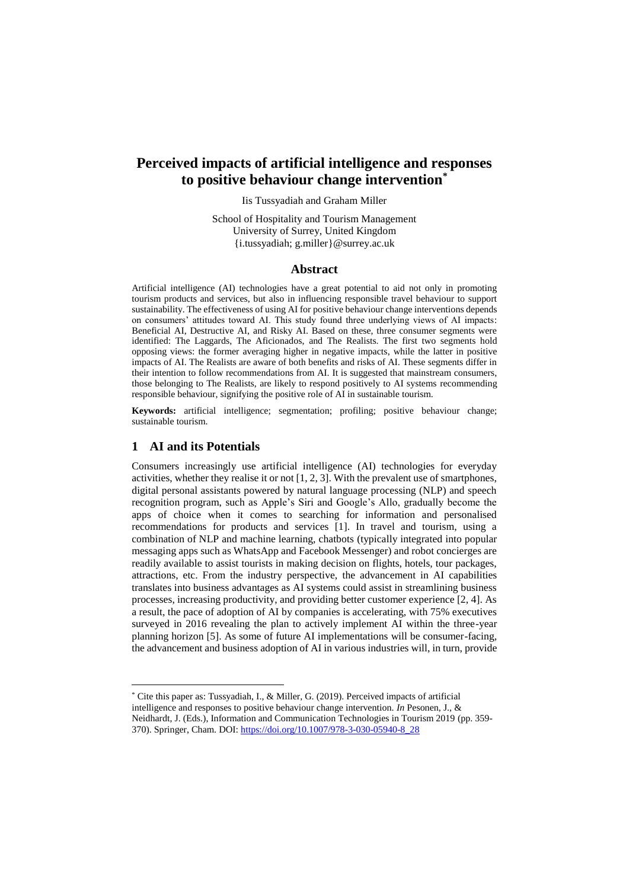# Perceived impacts of artificial intelligence and responses to positive behaviour change intervention*

Iis Tussyadiah and Graham Miller

School of Hospitality and Tourism Management
University of Surrey, United Kingdom
{i.tussyadiah; g.miller}@surrey.ac.uk

## Abstract

Artificial intelligence (AI) technologies have a great potential to aid not only in promoting tourism products and services, but also in influencing responsible travel behaviour to support sustainability. The effectiveness of using AI for positive behaviour change interventions depends on consumers' attitudes toward AI. This study found three underlying views of AI impacts: Beneficial AI, Destructive AI, and Risky AI. Based on these, three consumer segments were identified: The Laggards, The Aficionados, and The Realists. The first two segments hold opposing views: the former averaging higher in negative impacts, while the latter in positive impacts of AI. The Realists are aware of both benefits and risks of AI. These segments differ in their intention to follow recommendations from AI. It is suggested that mainstream consumers, those belonging to The Realists, are likely to respond positively to AI systems recommending responsible behaviour, signifying the positive role of AI in sustainable tourism.

**Keywords:** artificial intelligence; segmentation; profiling; positive behaviour change; sustainable tourism.

## 1 AI and its Potentials

Consumers increasingly use artificial intelligence (AI) technologies for everyday activities, whether they realise it or not [1, 2, 3]. With the prevalent use of smartphones, digital personal assistants powered by natural language processing (NLP) and speech recognition program, such as Apple's Siri and Google's Allo, gradually become the apps of choice when it comes to searching for information and personalised recommendations for products and services [1]. In travel and tourism, using a combination of NLP and machine learning, chatbots (typically integrated into popular messaging apps such as WhatsApp and Facebook Messenger) and robot concierges are readily available to assist tourists in making decision on flights, hotels, tour packages, attractions, etc. From the industry perspective, the advancement in AI capabilities translates into business advantages as AI systems could assist in streamlining business processes, increasing productivity, and providing better customer experience [2, 4]. As a result, the pace of adoption of AI by companies is accelerating, with 75% executives surveyed in 2016 revealing the plan to actively implement AI within the three-year planning horizon [5]. As some of future AI implementations will be consumer-facing, the advancement and business adoption of AI in various industries will, in turn, provide

---

* Cite this paper as: Tussyadiah, I., & Miller, G. (2019). Perceived impacts of artificial intelligence and responses to positive behaviour change intervention. *In* Pesonen, J., & Neidhardt, J. (Eds.), Information and Communication Technologies in Tourism 2019 (pp. 359-370). Springer, Cham. DOI: https://doi.org/10.1007/978-3-030-05940-8_28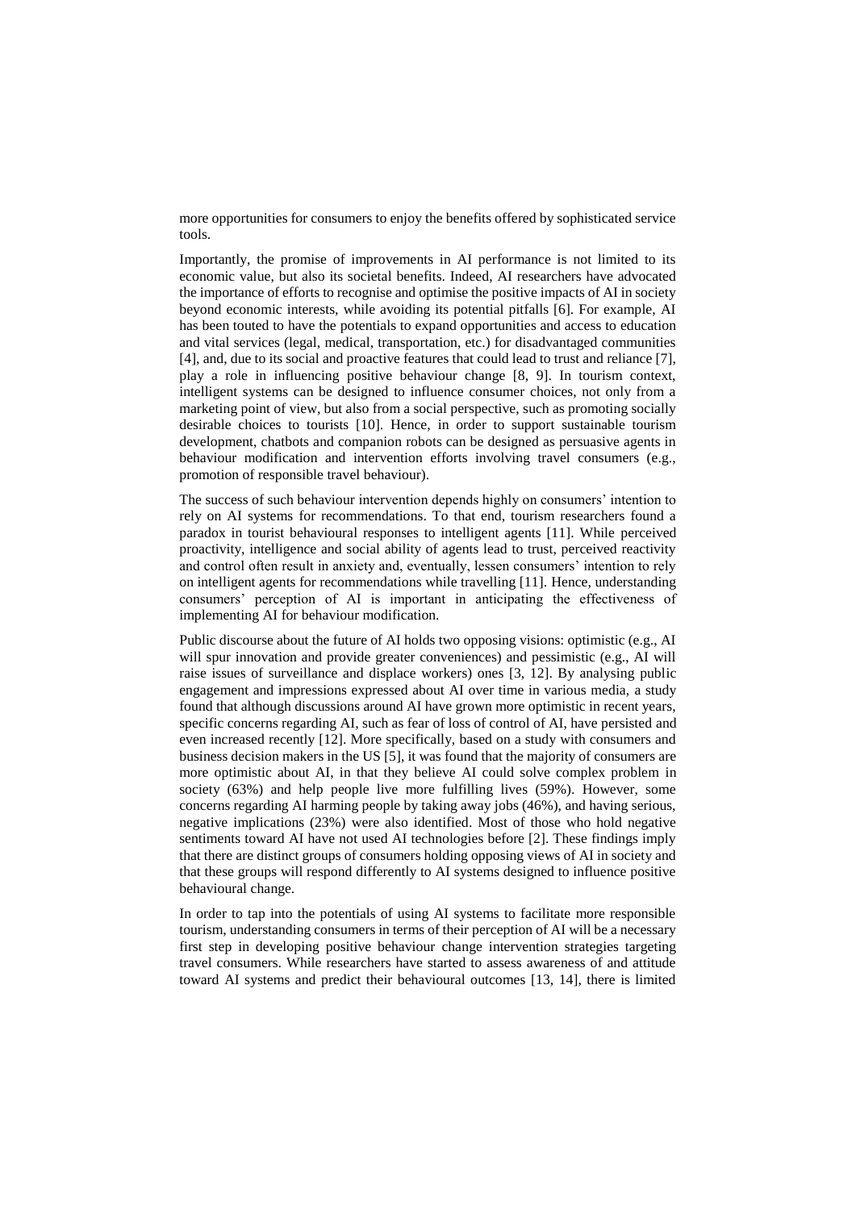more opportunities for consumers to enjoy the benefits offered by sophisticated service tools.

Importantly, the promise of improvements in AI performance is not limited to its economic value, but also its societal benefits. Indeed, AI researchers have advocated the importance of efforts to recognise and optimise the positive impacts of AI in society beyond economic interests, while avoiding its potential pitfalls [6]. For example, AI has been touted to have the potentials to expand opportunities and access to education and vital services (legal, medical, transportation, etc.) for disadvantaged communities [4], and, due to its social and proactive features that could lead to trust and reliance [7], play a role in influencing positive behaviour change [8, 9]. In tourism context, intelligent systems can be designed to influence consumer choices, not only from a marketing point of view, but also from a social perspective, such as promoting socially desirable choices to tourists [10]. Hence, in order to support sustainable tourism development, chatbots and companion robots can be designed as persuasive agents in behaviour modification and intervention efforts involving travel consumers (e.g., promotion of responsible travel behaviour).

The success of such behaviour intervention depends highly on consumers' intention to rely on AI systems for recommendations. To that end, tourism researchers found a paradox in tourist behavioural responses to intelligent agents [11]. While perceived proactivity, intelligence and social ability of agents lead to trust, perceived reactivity and control often result in anxiety and, eventually, lessen consumers' intention to rely on intelligent agents for recommendations while travelling [11]. Hence, understanding consumers' perception of AI is important in anticipating the effectiveness of implementing AI for behaviour modification.

Public discourse about the future of AI holds two opposing visions: optimistic (e.g., AI will spur innovation and provide greater conveniences) and pessimistic (e.g., AI will raise issues of surveillance and displace workers) ones [3, 12]. By analysing public engagement and impressions expressed about AI over time in various media, a study found that although discussions around AI have grown more optimistic in recent years, specific concerns regarding AI, such as fear of loss of control of AI, have persisted and even increased recently [12]. More specifically, based on a study with consumers and business decision makers in the US [5], it was found that the majority of consumers are more optimistic about AI, in that they believe AI could solve complex problem in society (63%) and help people live more fulfilling lives (59%). However, some concerns regarding AI harming people by taking away jobs (46%), and having serious, negative implications (23%) were also identified. Most of those who hold negative sentiments toward AI have not used AI technologies before [2]. These findings imply that there are distinct groups of consumers holding opposing views of AI in society and that these groups will respond differently to AI systems designed to influence positive behavioural change.

In order to tap into the potentials of using AI systems to facilitate more responsible tourism, understanding consumers in terms of their perception of AI will be a necessary first step in developing positive behaviour change intervention strategies targeting travel consumers. While researchers have started to assess awareness of and attitude toward AI systems and predict their behavioural outcomes [13, 14], there is limited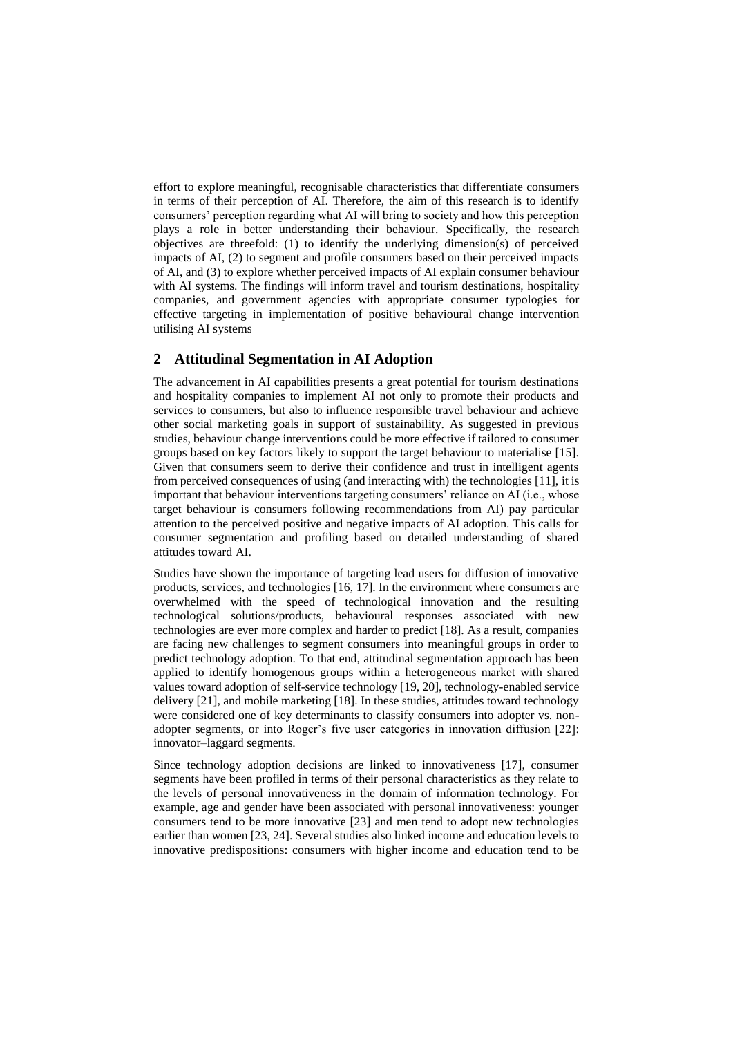effort to explore meaningful, recognisable characteristics that differentiate consumers in terms of their perception of AI. Therefore, the aim of this research is to identify consumers' perception regarding what AI will bring to society and how this perception plays a role in better understanding their behaviour. Specifically, the research objectives are threefold: (1) to identify the underlying dimension(s) of perceived impacts of AI, (2) to segment and profile consumers based on their perceived impacts of AI, and (3) to explore whether perceived impacts of AI explain consumer behaviour with AI systems. The findings will inform travel and tourism destinations, hospitality companies, and government agencies with appropriate consumer typologies for effective targeting in implementation of positive behavioural change intervention utilising AI systems

## 2 Attitudinal Segmentation in AI Adoption

The advancement in AI capabilities presents a great potential for tourism destinations and hospitality companies to implement AI not only to promote their products and services to consumers, but also to influence responsible travel behaviour and achieve other social marketing goals in support of sustainability. As suggested in previous studies, behaviour change interventions could be more effective if tailored to consumer groups based on key factors likely to support the target behaviour to materialise [15]. Given that consumers seem to derive their confidence and trust in intelligent agents from perceived consequences of using (and interacting with) the technologies [11], it is important that behaviour interventions targeting consumers' reliance on AI (i.e., whose target behaviour is consumers following recommendations from AI) pay particular attention to the perceived positive and negative impacts of AI adoption. This calls for consumer segmentation and profiling based on detailed understanding of shared attitudes toward AI.

Studies have shown the importance of targeting lead users for diffusion of innovative products, services, and technologies [16, 17]. In the environment where consumers are overwhelmed with the speed of technological innovation and the resulting technological solutions/products, behavioural responses associated with new technologies are ever more complex and harder to predict [18]. As a result, companies are facing new challenges to segment consumers into meaningful groups in order to predict technology adoption. To that end, attitudinal segmentation approach has been applied to identify homogenous groups within a heterogeneous market with shared values toward adoption of self-service technology [19, 20], technology-enabled service delivery [21], and mobile marketing [18]. In these studies, attitudes toward technology were considered one of key determinants to classify consumers into adopter vs. non-adopter segments, or into Roger's five user categories in innovation diffusion [22]: innovator–laggard segments.

Since technology adoption decisions are linked to innovativeness [17], consumer segments have been profiled in terms of their personal characteristics as they relate to the levels of personal innovativeness in the domain of information technology. For example, age and gender have been associated with personal innovativeness: younger consumers tend to be more innovative [23] and men tend to adopt new technologies earlier than women [23, 24]. Several studies also linked income and education levels to innovative predispositions: consumers with higher income and education tend to be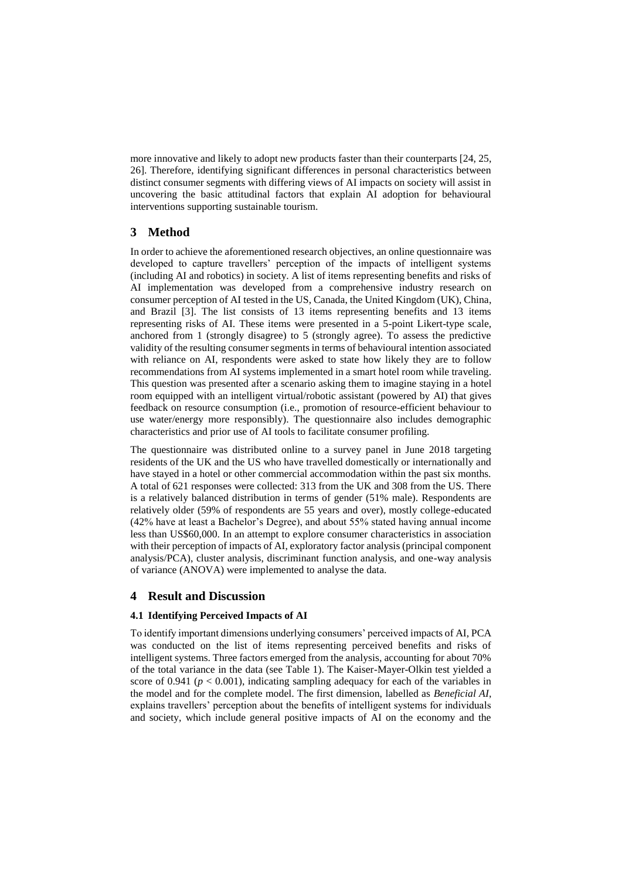more innovative and likely to adopt new products faster than their counterparts [24, 25, 26]. Therefore, identifying significant differences in personal characteristics between distinct consumer segments with differing views of AI impacts on society will assist in uncovering the basic attitudinal factors that explain AI adoption for behavioural interventions supporting sustainable tourism.

## 3 Method

In order to achieve the aforementioned research objectives, an online questionnaire was developed to capture travellers' perception of the impacts of intelligent systems (including AI and robotics) in society. A list of items representing benefits and risks of AI implementation was developed from a comprehensive industry research on consumer perception of AI tested in the US, Canada, the United Kingdom (UK), China, and Brazil [3]. The list consists of 13 items representing benefits and 13 items representing risks of AI. These items were presented in a 5-point Likert-type scale, anchored from 1 (strongly disagree) to 5 (strongly agree). To assess the predictive validity of the resulting consumer segments in terms of behavioural intention associated with reliance on AI, respondents were asked to state how likely they are to follow recommendations from AI systems implemented in a smart hotel room while traveling. This question was presented after a scenario asking them to imagine staying in a hotel room equipped with an intelligent virtual/robotic assistant (powered by AI) that gives feedback on resource consumption (i.e., promotion of resource-efficient behaviour to use water/energy more responsibly). The questionnaire also includes demographic characteristics and prior use of AI tools to facilitate consumer profiling.

The questionnaire was distributed online to a survey panel in June 2018 targeting residents of the UK and the US who have travelled domestically or internationally and have stayed in a hotel or other commercial accommodation within the past six months. A total of 621 responses were collected: 313 from the UK and 308 from the US. There is a relatively balanced distribution in terms of gender (51% male). Respondents are relatively older (59% of respondents are 55 years and over), mostly college-educated (42% have at least a Bachelor's Degree), and about 55% stated having annual income less than US$60,000. In an attempt to explore consumer characteristics in association with their perception of impacts of AI, exploratory factor analysis (principal component analysis/PCA), cluster analysis, discriminant function analysis, and one-way analysis of variance (ANOVA) were implemented to analyse the data.

## 4 Result and Discussion

### 4.1 Identifying Perceived Impacts of AI

To identify important dimensions underlying consumers' perceived impacts of AI, PCA was conducted on the list of items representing perceived benefits and risks of intelligent systems. Three factors emerged from the analysis, accounting for about 70% of the total variance in the data (see Table 1). The Kaiser-Mayer-Olkin test yielded a score of 0.941 ($p < 0.001$), indicating sampling adequacy for each of the variables in the model and for the complete model. The first dimension, labelled as *Beneficial AI*, explains travellers' perception about the benefits of intelligent systems for individuals and society, which include general positive impacts of AI on the economy and the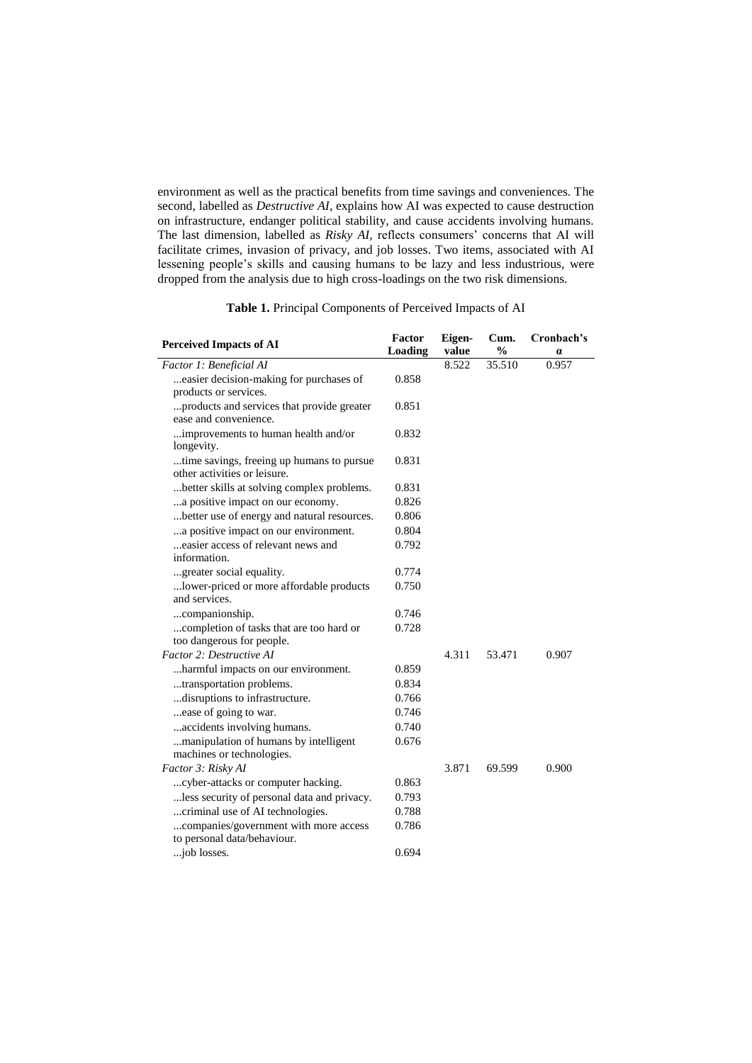environment as well as the practical benefits from time savings and conveniences. The second, labelled as *Destructive AI*, explains how AI was expected to cause destruction on infrastructure, endanger political stability, and cause accidents involving humans. The last dimension, labelled as *Risky AI*, reflects consumers' concerns that AI will facilitate crimes, invasion of privacy, and job losses. Two items, associated with AI lessening people's skills and causing humans to be lazy and less industrious, were dropped from the analysis due to high cross-loadings on the two risk dimensions.

**Table 1.** Principal Components of Perceived Impacts of AI

| Perceived Impacts of AI | Factor Loading | Eigen-value | Cum. % | Cronbach's α |
|---|---|---|---|---|
| *Factor 1: Beneficial AI* | | 8.522 | 35.510 | 0.957 |
| ...easier decision-making for purchases of products or services. | 0.858 | | | |
| ...products and services that provide greater ease and convenience. | 0.851 | | | |
| ...improvements to human health and/or longevity. | 0.832 | | | |
| ...time savings, freeing up humans to pursue other activities or leisure. | 0.831 | | | |
| ...better skills at solving complex problems. | 0.831 | | | |
| ...a positive impact on our economy. | 0.826 | | | |
| ...better use of energy and natural resources. | 0.806 | | | |
| ...a positive impact on our environment. | 0.804 | | | |
| ...easier access of relevant news and information. | 0.792 | | | |
| ...greater social equality. | 0.774 | | | |
| ...lower-priced or more affordable products and services. | 0.750 | | | |
| ...companionship. | 0.746 | | | |
| ...completion of tasks that are too hard or too dangerous for people. | 0.728 | | | |
| *Factor 2: Destructive AI* | | 4.311 | 53.471 | 0.907 |
| ...harmful impacts on our environment. | 0.859 | | | |
| ...transportation problems. | 0.834 | | | |
| ...disruptions to infrastructure. | 0.766 | | | |
| ...ease of going to war. | 0.746 | | | |
| ...accidents involving humans. | 0.740 | | | |
| ...manipulation of humans by intelligent machines or technologies. | 0.676 | | | |
| *Factor 3: Risky AI* | | 3.871 | 69.599 | 0.900 |
| ...cyber-attacks or computer hacking. | 0.863 | | | |
| ...less security of personal data and privacy. | 0.793 | | | |
| ...criminal use of AI technologies. | 0.788 | | | |
| ...companies/government with more access to personal data/behaviour. | 0.786 | | | |
| ...job losses. | 0.694 | | | |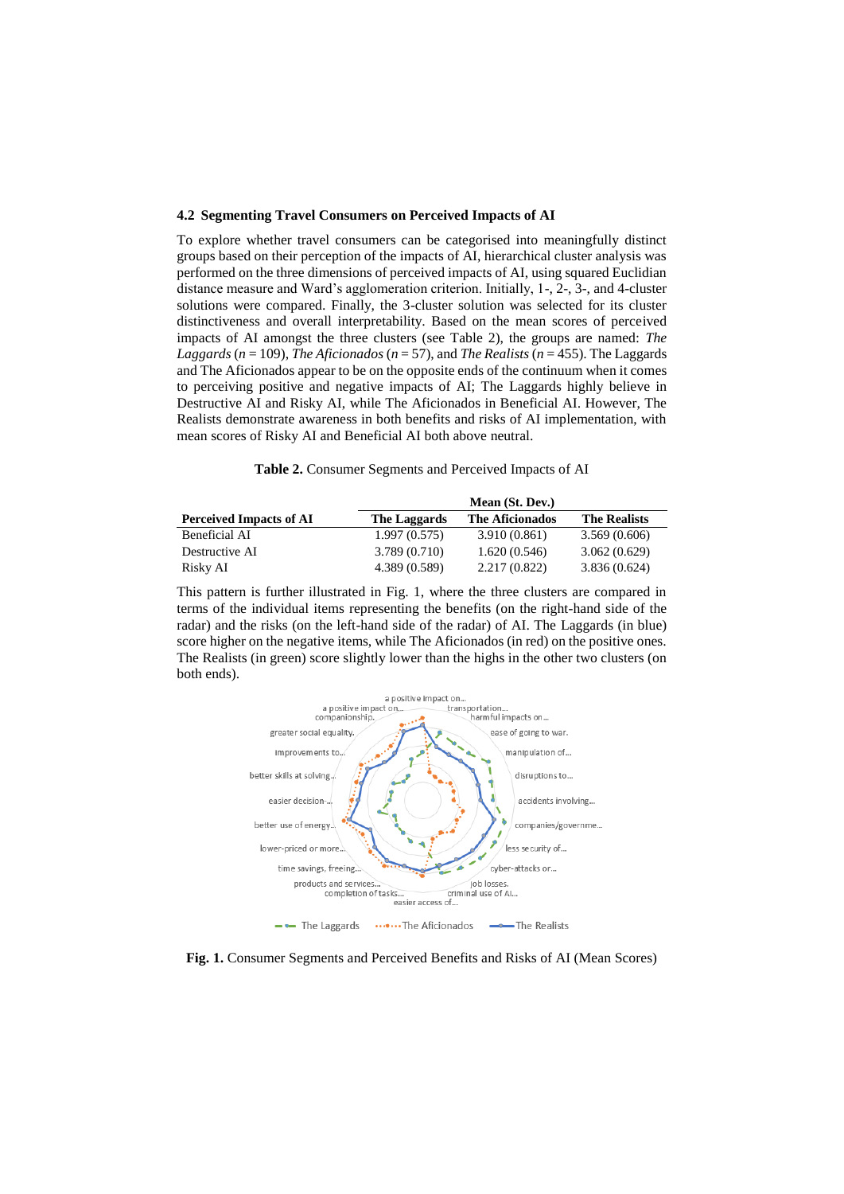### 4.2 Segmenting Travel Consumers on Perceived Impacts of AI

To explore whether travel consumers can be categorised into meaningfully distinct groups based on their perception of the impacts of AI, hierarchical cluster analysis was performed on the three dimensions of perceived impacts of AI, using squared Euclidian distance measure and Ward's agglomeration criterion. Initially, 1-, 2-, 3-, and 4-cluster solutions were compared. Finally, the 3-cluster solution was selected for its cluster distinctiveness and overall interpretability. Based on the mean scores of perceived impacts of AI amongst the three clusters (see Table 2), the groups are named: *The Laggards* ($n = 109$), *The Aficionados* ($n = 57$), and *The Realists* ($n = 455$). The Laggards and The Aficionados appear to be on the opposite ends of the continuum when it comes to perceiving positive and negative impacts of AI; The Laggards highly believe in Destructive AI and Risky AI, while The Aficionados in Beneficial AI. However, The Realists demonstrate awareness in both benefits and risks of AI implementation, with mean scores of Risky AI and Beneficial AI both above neutral.

**Table 2.** Consumer Segments and Perceived Impacts of AI

| | Mean (St. Dev.) | | |
|---|---|---|---|
| **Perceived Impacts of AI** | **The Laggards** | **The Aficionados** | **The Realists** |
| Beneficial AI | 1.997 (0.575) | 3.910 (0.861) | 3.569 (0.606) |
| Destructive AI | 3.789 (0.710) | 1.620 (0.546) | 3.062 (0.629) |
| Risky AI | 4.389 (0.589) | 2.217 (0.822) | 3.836 (0.624) |

This pattern is further illustrated in Fig. 1, where the three clusters are compared in terms of the individual items representing the benefits (on the right-hand side of the radar) and the risks (on the left-hand side of the radar) of AI. The Laggards (in blue) score higher on the negative items, while The Aficionados (in red) on the positive ones. The Realists (in green) score slightly lower than the highs in the other two clusters (on both ends).

**Fig. 1.** Consumer Segments and Perceived Benefits and Risks of AI (Mean Scores)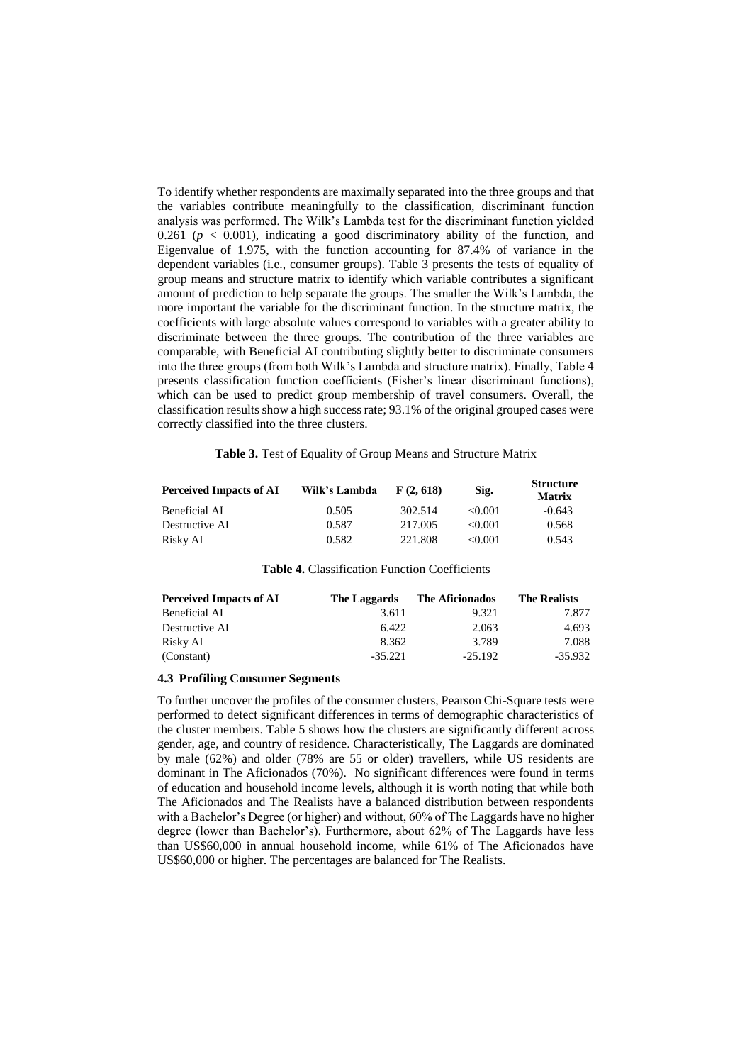To identify whether respondents are maximally separated into the three groups and that the variables contribute meaningfully to the classification, discriminant function analysis was performed. The Wilk's Lambda test for the discriminant function yielded 0.261 ($p < 0.001$), indicating a good discriminatory ability of the function, and Eigenvalue of 1.975, with the function accounting for 87.4% of variance in the dependent variables (i.e., consumer groups). Table 3 presents the tests of equality of group means and structure matrix to identify which variable contributes a significant amount of prediction to help separate the groups. The smaller the Wilk's Lambda, the more important the variable for the discriminant function. In the structure matrix, the coefficients with large absolute values correspond to variables with a greater ability to discriminate between the three groups. The contribution of the three variables are comparable, with Beneficial AI contributing slightly better to discriminate consumers into the three groups (from both Wilk's Lambda and structure matrix). Finally, Table 4 presents classification function coefficients (Fisher's linear discriminant functions), which can be used to predict group membership of travel consumers. Overall, the classification results show a high success rate; 93.1% of the original grouped cases were correctly classified into the three clusters.

**Table 3.** Test of Equality of Group Means and Structure Matrix

| Perceived Impacts of AI | Wilk's Lambda | F (2, 618) | Sig. | Structure Matrix |
|---|---|---|---|---|
| Beneficial AI | 0.505 | 302.514 | <0.001 | -0.643 |
| Destructive AI | 0.587 | 217.005 | <0.001 | 0.568 |
| Risky AI | 0.582 | 221.808 | <0.001 | 0.543 |

**Table 4.** Classification Function Coefficients

| Perceived Impacts of AI | The Laggards | The Aficionados | The Realists |
|---|---|---|---|
| Beneficial AI | 3.611 | 9.321 | 7.877 |
| Destructive AI | 6.422 | 2.063 | 4.693 |
| Risky AI | 8.362 | 3.789 | 7.088 |
| (Constant) | -35.221 | -25.192 | -35.932 |

### 4.3 Profiling Consumer Segments

To further uncover the profiles of the consumer clusters, Pearson Chi-Square tests were performed to detect significant differences in terms of demographic characteristics of the cluster members. Table 5 shows how the clusters are significantly different across gender, age, and country of residence. Characteristically, The Laggards are dominated by male (62%) and older (78% are 55 or older) travellers, while US residents are dominant in The Aficionados (70%). No significant differences were found in terms of education and household income levels, although it is worth noting that while both The Aficionados and The Realists have a balanced distribution between respondents with a Bachelor's Degree (or higher) and without, 60% of The Laggards have no higher degree (lower than Bachelor's). Furthermore, about 62% of The Laggards have less than US$60,000 in annual household income, while 61% of The Aficionados have US$60,000 or higher. The percentages are balanced for The Realists.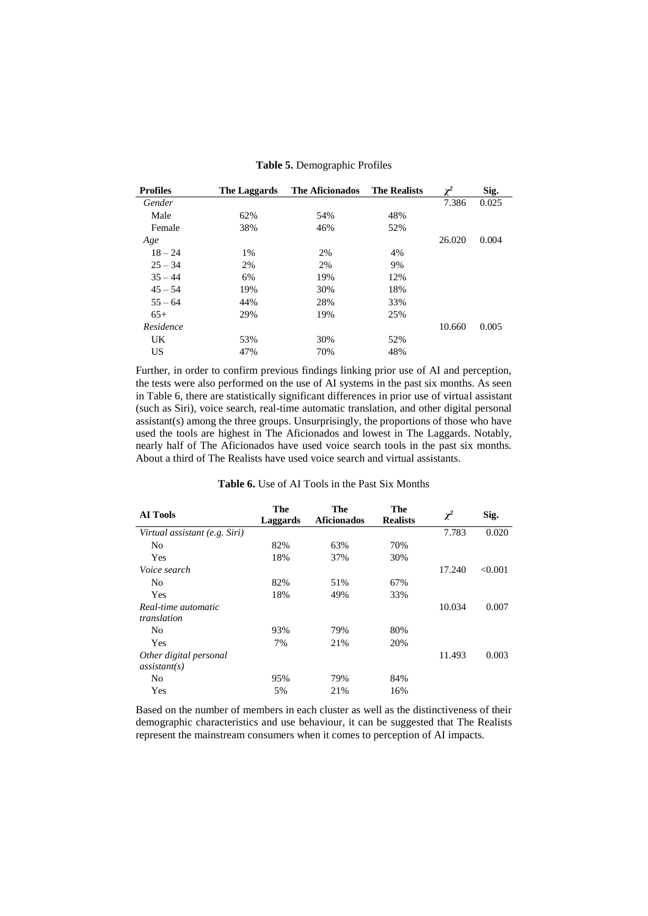**Table 5.** Demographic Profiles

| Profiles | The Laggards | The Aficionados | The Realists | $\chi^2$ | Sig. |
|---|---|---|---|---|---|
| *Gender* | | | | 7.386 | 0.025 |
| Male | 62% | 54% | 48% | | |
| Female | 38% | 46% | 52% | | |
| *Age* | | | | 26.020 | 0.004 |
| 18 – 24 | 1% | 2% | 4% | | |
| 25 – 34 | 2% | 2% | 9% | | |
| 35 – 44 | 6% | 19% | 12% | | |
| 45 – 54 | 19% | 30% | 18% | | |
| 55 – 64 | 44% | 28% | 33% | | |
| 65+ | 29% | 19% | 25% | | |
| *Residence* | | | | 10.660 | 0.005 |
| UK | 53% | 30% | 52% | | |
| US | 47% | 70% | 48% | | |

Further, in order to confirm previous findings linking prior use of AI and perception, the tests were also performed on the use of AI systems in the past six months. As seen in Table 6, there are statistically significant differences in prior use of virtual assistant (such as Siri), voice search, real-time automatic translation, and other digital personal assistant(s) among the three groups. Unsurprisingly, the proportions of those who have used the tools are highest in The Aficionados and lowest in The Laggards. Notably, nearly half of The Aficionados have used voice search tools in the past six months. About a third of The Realists have used voice search and virtual assistants.

**Table 6.** Use of AI Tools in the Past Six Months

| AI Tools | The Laggards | The Aficionados | The Realists | $\chi^2$ | Sig. |
|---|---|---|---|---|---|
| *Virtual assistant (e.g. Siri)* | | | | 7.783 | 0.020 |
| No | 82% | 63% | 70% | | |
| Yes | 18% | 37% | 30% | | |
| *Voice search* | | | | 17.240 | <0.001 |
| No | 82% | 51% | 67% | | |
| Yes | 18% | 49% | 33% | | |
| *Real-time automatic translation* | | | | 10.034 | 0.007 |
| No | 93% | 79% | 80% | | |
| Yes | 7% | 21% | 20% | | |
| *Other digital personal assistant(s)* | | | | 11.493 | 0.003 |
| No | 95% | 79% | 84% | | |
| Yes | 5% | 21% | 16% | | |

Based on the number of members in each cluster as well as the distinctiveness of their demographic characteristics and use behaviour, it can be suggested that The Realists represent the mainstream consumers when it comes to perception of AI impacts.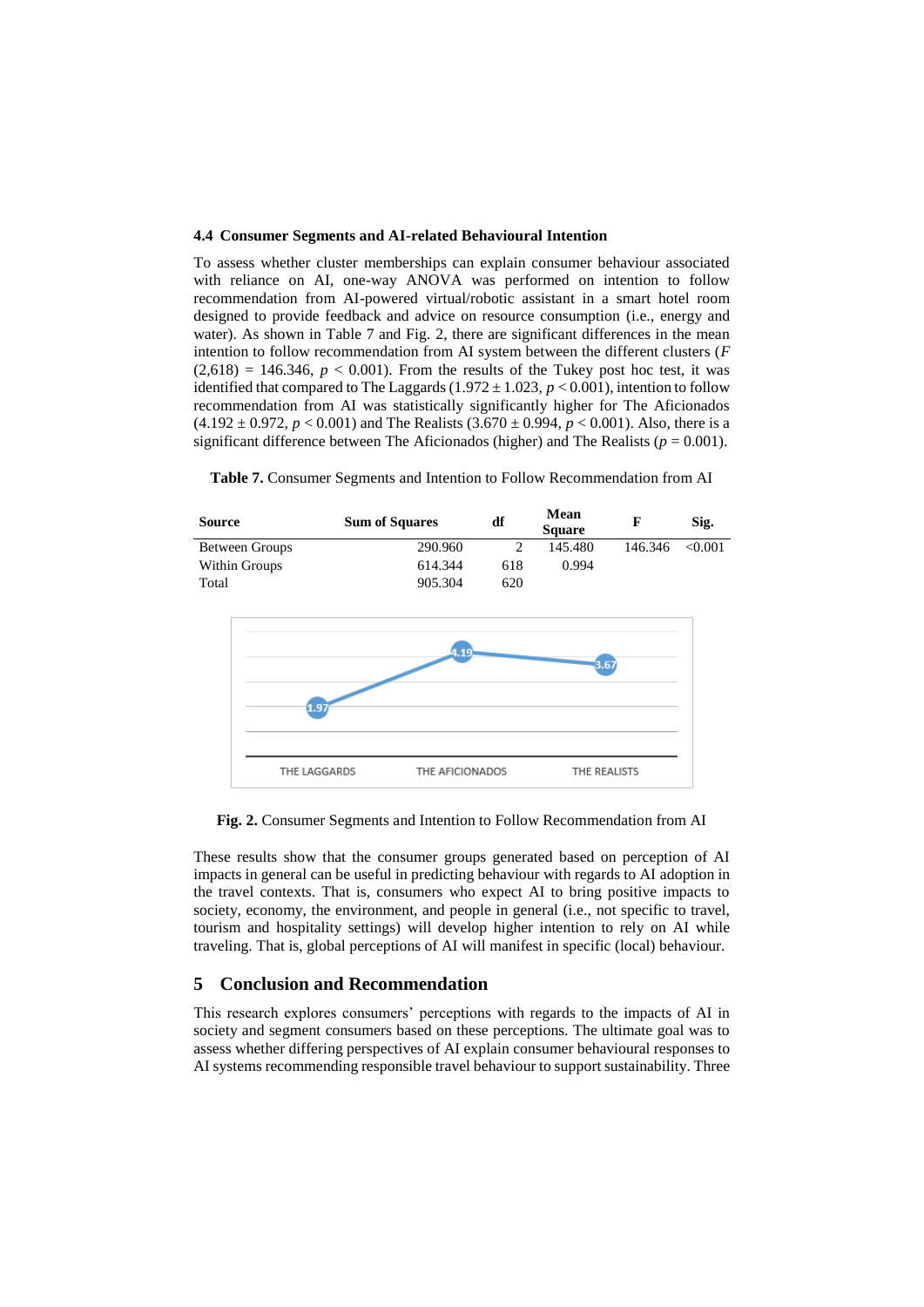### 4.4 Consumer Segments and AI-related Behavioural Intention

To assess whether cluster memberships can explain consumer behaviour associated with reliance on AI, one-way ANOVA was performed on intention to follow recommendation from AI-powered virtual/robotic assistant in a smart hotel room designed to provide feedback and advice on resource consumption (i.e., energy and water). As shown in Table 7 and Fig. 2, there are significant differences in the mean intention to follow recommendation from AI system between the different clusters ($F$ (2,618) = 146.346, $p < 0.001$). From the results of the Tukey post hoc test, it was identified that compared to The Laggards (1.972 ± 1.023, $p < 0.001$), intention to follow recommendation from AI was statistically significantly higher for The Aficionados (4.192 ± 0.972, $p < 0.001$) and The Realists (3.670 ± 0.994, $p < 0.001$). Also, there is a significant difference between The Aficionados (higher) and The Realists ($p = 0.001$).

**Table 7.** Consumer Segments and Intention to Follow Recommendation from AI

| Source | Sum of Squares | df | Mean Square | F | Sig. |
|---|---|---|---|---|---|
| Between Groups | 290.960 | 2 | 145.480 | 146.346 | <0.001 |
| Within Groups | 614.344 | 618 | 0.994 | | |
| Total | 905.304 | 620 | | | |

**Fig. 2.** Consumer Segments and Intention to Follow Recommendation from AI

These results show that the consumer groups generated based on perception of AI impacts in general can be useful in predicting behaviour with regards to AI adoption in the travel contexts. That is, consumers who expect AI to bring positive impacts to society, economy, the environment, and people in general (i.e., not specific to travel, tourism and hospitality settings) will develop higher intention to rely on AI while traveling. That is, global perceptions of AI will manifest in specific (local) behaviour.

## 5 Conclusion and Recommendation

This research explores consumers' perceptions with regards to the impacts of AI in society and segment consumers based on these perceptions. The ultimate goal was to assess whether differing perspectives of AI explain consumer behavioural responses to AI systems recommending responsible travel behaviour to support sustainability. Three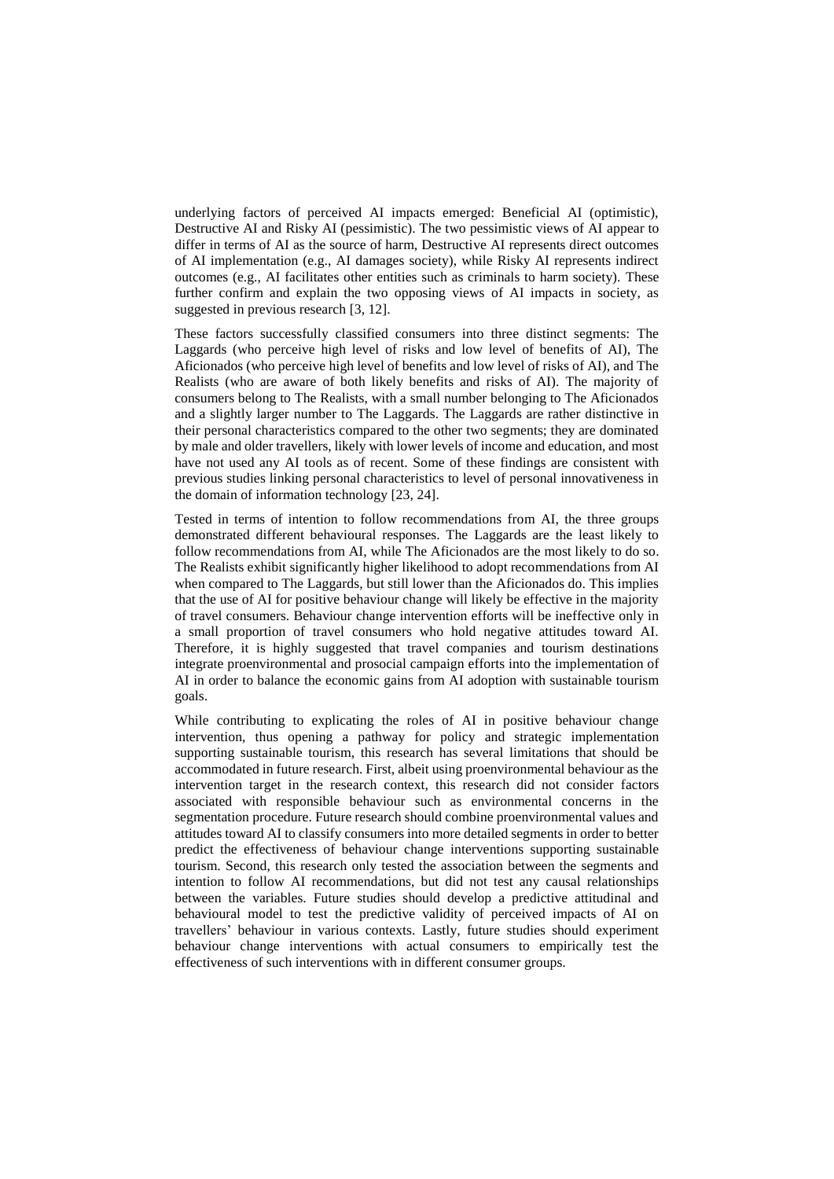underlying factors of perceived AI impacts emerged: Beneficial AI (optimistic), Destructive AI and Risky AI (pessimistic). The two pessimistic views of AI appear to differ in terms of AI as the source of harm, Destructive AI represents direct outcomes of AI implementation (e.g., AI damages society), while Risky AI represents indirect outcomes (e.g., AI facilitates other entities such as criminals to harm society). These further confirm and explain the two opposing views of AI impacts in society, as suggested in previous research [3, 12].

These factors successfully classified consumers into three distinct segments: The Laggards (who perceive high level of risks and low level of benefits of AI), The Aficionados (who perceive high level of benefits and low level of risks of AI), and The Realists (who are aware of both likely benefits and risks of AI). The majority of consumers belong to The Realists, with a small number belonging to The Aficionados and a slightly larger number to The Laggards. The Laggards are rather distinctive in their personal characteristics compared to the other two segments; they are dominated by male and older travellers, likely with lower levels of income and education, and most have not used any AI tools as of recent. Some of these findings are consistent with previous studies linking personal characteristics to level of personal innovativeness in the domain of information technology [23, 24].

Tested in terms of intention to follow recommendations from AI, the three groups demonstrated different behavioural responses. The Laggards are the least likely to follow recommendations from AI, while The Aficionados are the most likely to do so. The Realists exhibit significantly higher likelihood to adopt recommendations from AI when compared to The Laggards, but still lower than the Aficionados do. This implies that the use of AI for positive behaviour change will likely be effective in the majority of travel consumers. Behaviour change intervention efforts will be ineffective only in a small proportion of travel consumers who hold negative attitudes toward AI. Therefore, it is highly suggested that travel companies and tourism destinations integrate proenvironmental and prosocial campaign efforts into the implementation of AI in order to balance the economic gains from AI adoption with sustainable tourism goals.

While contributing to explicating the roles of AI in positive behaviour change intervention, thus opening a pathway for policy and strategic implementation supporting sustainable tourism, this research has several limitations that should be accommodated in future research. First, albeit using proenvironmental behaviour as the intervention target in the research context, this research did not consider factors associated with responsible behaviour such as environmental concerns in the segmentation procedure. Future research should combine proenvironmental values and attitudes toward AI to classify consumers into more detailed segments in order to better predict the effectiveness of behaviour change interventions supporting sustainable tourism. Second, this research only tested the association between the segments and intention to follow AI recommendations, but did not test any causal relationships between the variables. Future studies should develop a predictive attitudinal and behavioural model to test the predictive validity of perceived impacts of AI on travellers' behaviour in various contexts. Lastly, future studies should experiment behaviour change interventions with actual consumers to empirically test the effectiveness of such interventions with in different consumer groups.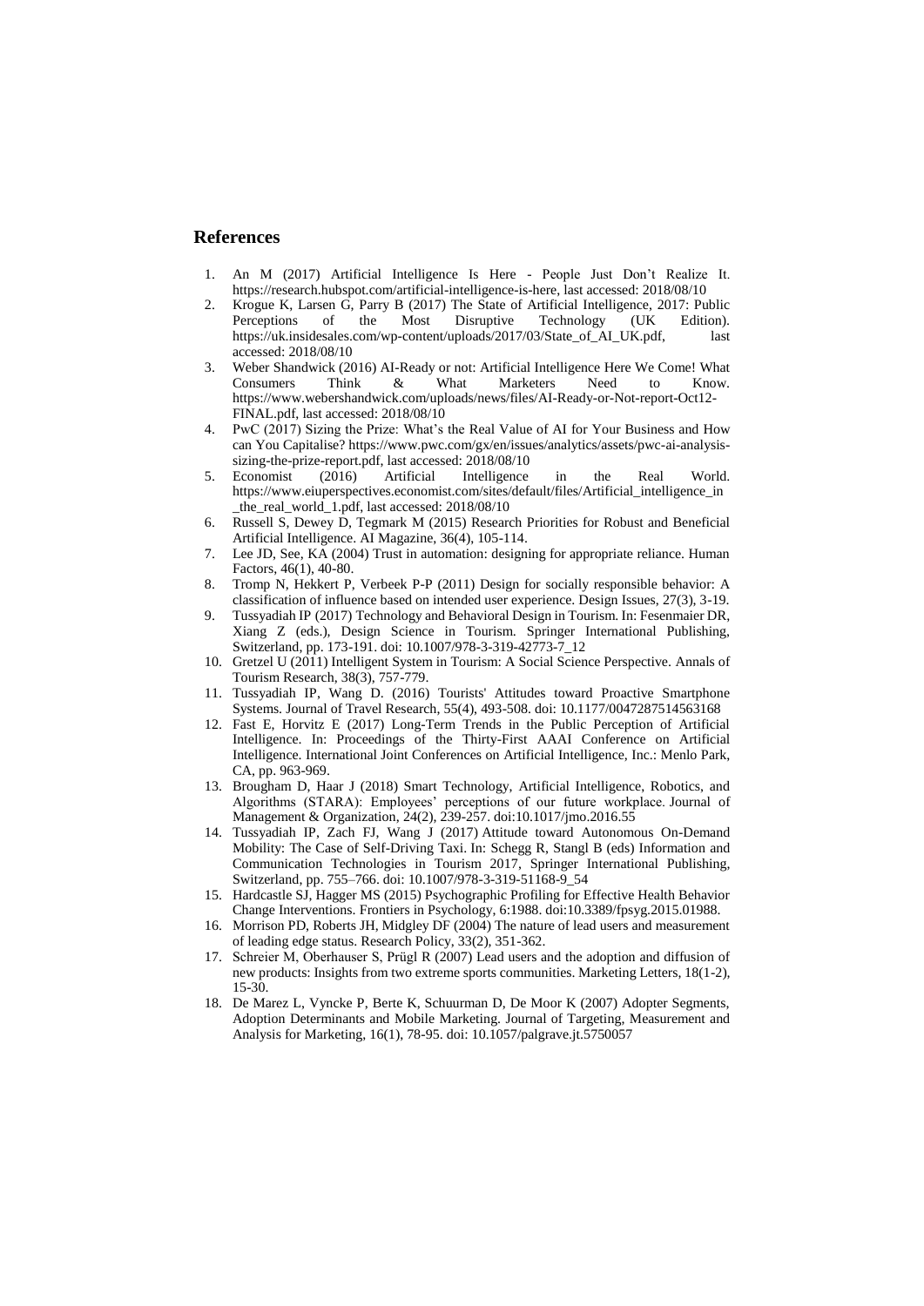## References

1. An M (2017) Artificial Intelligence Is Here - People Just Don't Realize It. https://research.hubspot.com/artificial-intelligence-is-here, last accessed: 2018/08/10
2. Krogue K, Larsen G, Parry B (2017) The State of Artificial Intelligence, 2017: Public Perceptions of the Most Disruptive Technology (UK Edition). https://uk.insidesales.com/wp-content/uploads/2017/03/State_of_AI_UK.pdf, last accessed: 2018/08/10
3. Weber Shandwick (2016) AI-Ready or not: Artificial Intelligence Here We Come! What Consumers Think & What Marketers Need to Know. https://www.webershandwick.com/uploads/news/files/AI-Ready-or-Not-report-Oct12-FINAL.pdf, last accessed: 2018/08/10
4. PwC (2017) Sizing the Prize: What's the Real Value of AI for Your Business and How can You Capitalise? https://www.pwc.com/gx/en/issues/analytics/assets/pwc-ai-analysis-sizing-the-prize-report.pdf, last accessed: 2018/08/10
5. Economist (2016) Artificial Intelligence in the Real World. https://www.eiuperspectives.economist.com/sites/default/files/Artificial_intelligence_in_the_real_world_1.pdf, last accessed: 2018/08/10
6. Russell S, Dewey D, Tegmark M (2015) Research Priorities for Robust and Beneficial Artificial Intelligence. AI Magazine, 36(4), 105-114.
7. Lee JD, See, KA (2004) Trust in automation: designing for appropriate reliance. Human Factors, 46(1), 40-80.
8. Tromp N, Hekkert P, Verbeek P-P (2011) Design for socially responsible behavior: A classification of influence based on intended user experience. Design Issues, 27(3), 3-19.
9. Tussyadiah IP (2017) Technology and Behavioral Design in Tourism. In: Fesenmaier DR, Xiang Z (eds.), Design Science in Tourism. Springer International Publishing, Switzerland, pp. 173-191. doi: 10.1007/978-3-319-42773-7_12
10. Gretzel U (2011) Intelligent System in Tourism: A Social Science Perspective. Annals of Tourism Research, 38(3), 757-779.
11. Tussyadiah IP, Wang D. (2016) Tourists' Attitudes toward Proactive Smartphone Systems. Journal of Travel Research, 55(4), 493-508. doi: 10.1177/0047287514563168
12. Fast E, Horvitz E (2017) Long-Term Trends in the Public Perception of Artificial Intelligence. In: Proceedings of the Thirty-First AAAI Conference on Artificial Intelligence. International Joint Conferences on Artificial Intelligence, Inc.: Menlo Park, CA, pp. 963-969.
13. Brougham D, Haar J (2018) Smart Technology, Artificial Intelligence, Robotics, and Algorithms (STARA): Employees' perceptions of our future workplace. Journal of Management & Organization, 24(2), 239-257. doi:10.1017/jmo.2016.55
14. Tussyadiah IP, Zach FJ, Wang J (2017) Attitude toward Autonomous On-Demand Mobility: The Case of Self-Driving Taxi. In: Schegg R, Stangl B (eds) Information and Communication Technologies in Tourism 2017, Springer International Publishing, Switzerland, pp. 755–766. doi: 10.1007/978-3-319-51168-9_54
15. Hardcastle SJ, Hagger MS (2015) Psychographic Profiling for Effective Health Behavior Change Interventions. Frontiers in Psychology, 6:1988. doi:10.3389/fpsyg.2015.01988.
16. Morrison PD, Roberts JH, Midgley DF (2004) The nature of lead users and measurement of leading edge status. Research Policy, 33(2), 351-362.
17. Schreier M, Oberhauser S, Prügl R (2007) Lead users and the adoption and diffusion of new products: Insights from two extreme sports communities. Marketing Letters, 18(1-2), 15-30.
18. De Marez L, Vyncke P, Berte K, Schuurman D, De Moor K (2007) Adopter Segments, Adoption Determinants and Mobile Marketing. Journal of Targeting, Measurement and Analysis for Marketing, 16(1), 78-95. doi: 10.1057/palgrave.jt.5750057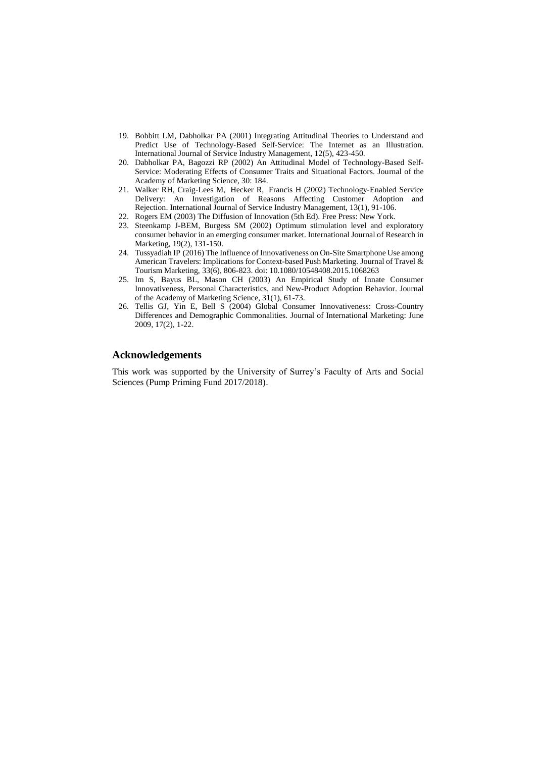19. Bobbitt LM, Dabholkar PA (2001) Integrating Attitudinal Theories to Understand and Predict Use of Technology-Based Self-Service: The Internet as an Illustration. International Journal of Service Industry Management, 12(5), 423-450.
20. Dabholkar PA, Bagozzi RP (2002) An Attitudinal Model of Technology-Based Self-Service: Moderating Effects of Consumer Traits and Situational Factors. Journal of the Academy of Marketing Science, 30: 184.
21. Walker RH, Craig-Lees M, Hecker R, Francis H (2002) Technology-Enabled Service Delivery: An Investigation of Reasons Affecting Customer Adoption and Rejection. International Journal of Service Industry Management, 13(1), 91-106.
22. Rogers EM (2003) The Diffusion of Innovation (5th Ed). Free Press: New York.
23. Steenkamp J-BEM, Burgess SM (2002) Optimum stimulation level and exploratory consumer behavior in an emerging consumer market. International Journal of Research in Marketing, 19(2), 131-150.
24. Tussyadiah IP (2016) The Influence of Innovativeness on On-Site Smartphone Use among American Travelers: Implications for Context-based Push Marketing. Journal of Travel & Tourism Marketing, 33(6), 806-823. doi: 10.1080/10548408.2015.1068263
25. Im S, Bayus BL, Mason CH (2003) An Empirical Study of Innate Consumer Innovativeness, Personal Characteristics, and New-Product Adoption Behavior. Journal of the Academy of Marketing Science, 31(1), 61-73.
26. Tellis GJ, Yin E, Bell S (2004) Global Consumer Innovativeness: Cross-Country Differences and Demographic Commonalities. Journal of International Marketing: June 2009, 17(2), 1-22.

## Acknowledgements

This work was supported by the University of Surrey's Faculty of Arts and Social Sciences (Pump Priming Fund 2017/2018).